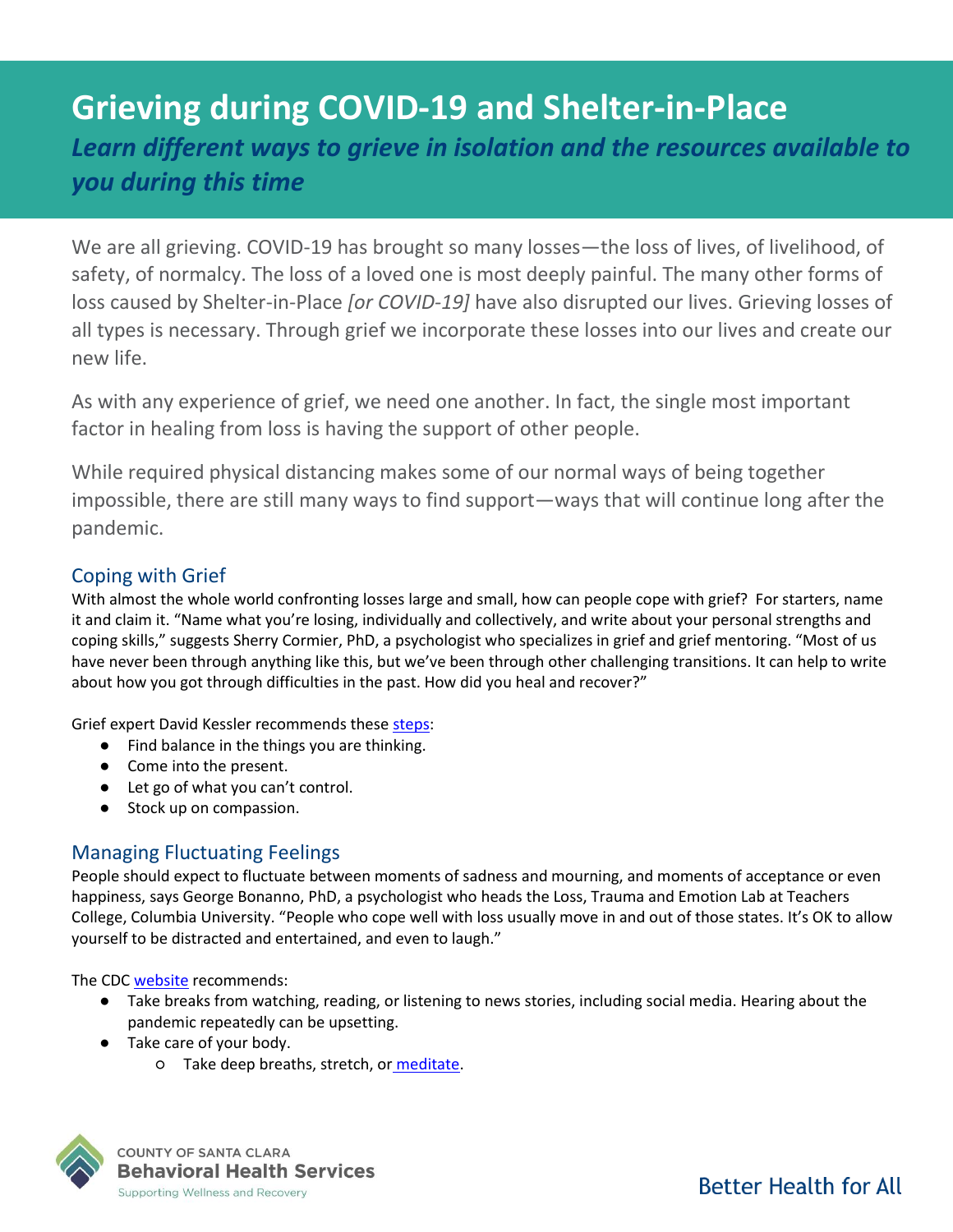# Grieving during COVID-19 and Shelter-in-Place

***Learn different ways to grieve in isolation and the resources available to you during this time***

We are all grieving. COVID-19 has brought so many losses—the loss of lives, of livelihood, of safety, of normalcy. The loss of a loved one is most deeply painful. The many other forms of loss caused by Shelter-in-Place *[or COVID-19]* have also disrupted our lives. Grieving losses of all types is necessary. Through grief we incorporate these losses into our lives and create our new life.

As with any experience of grief, we need one another. In fact, the single most important factor in healing from loss is having the support of other people.

While required physical distancing makes some of our normal ways of being together impossible, there are still many ways to find support—ways that will continue long after the pandemic.

## Coping with Grief

With almost the whole world confronting losses large and small, how can people cope with grief? For starters, name it and claim it. "Name what you're losing, individually and collectively, and write about your personal strengths and coping skills," suggests Sherry Cormier, PhD, a psychologist who specializes in grief and grief mentoring. "Most of us have never been through anything like this, but we've been through other challenging transitions. It can help to write about how you got through difficulties in the past. How did you heal and recover?"

Grief expert David Kessler recommends these steps:

- Find balance in the things you are thinking.
- Come into the present.
- Let go of what you can't control.
- Stock up on compassion.

## Managing Fluctuating Feelings

People should expect to fluctuate between moments of sadness and mourning, and moments of acceptance or even happiness, says George Bonanno, PhD, a psychologist who heads the Loss, Trauma and Emotion Lab at Teachers College, Columbia University. "People who cope well with loss usually move in and out of those states. It's OK to allow yourself to be distracted and entertained, and even to laugh."

The CDC website recommends:

- Take breaks from watching, reading, or listening to news stories, including social media. Hearing about the pandemic repeatedly can be upsetting.
- Take care of your body.
  - Take deep breaths, stretch, or meditate.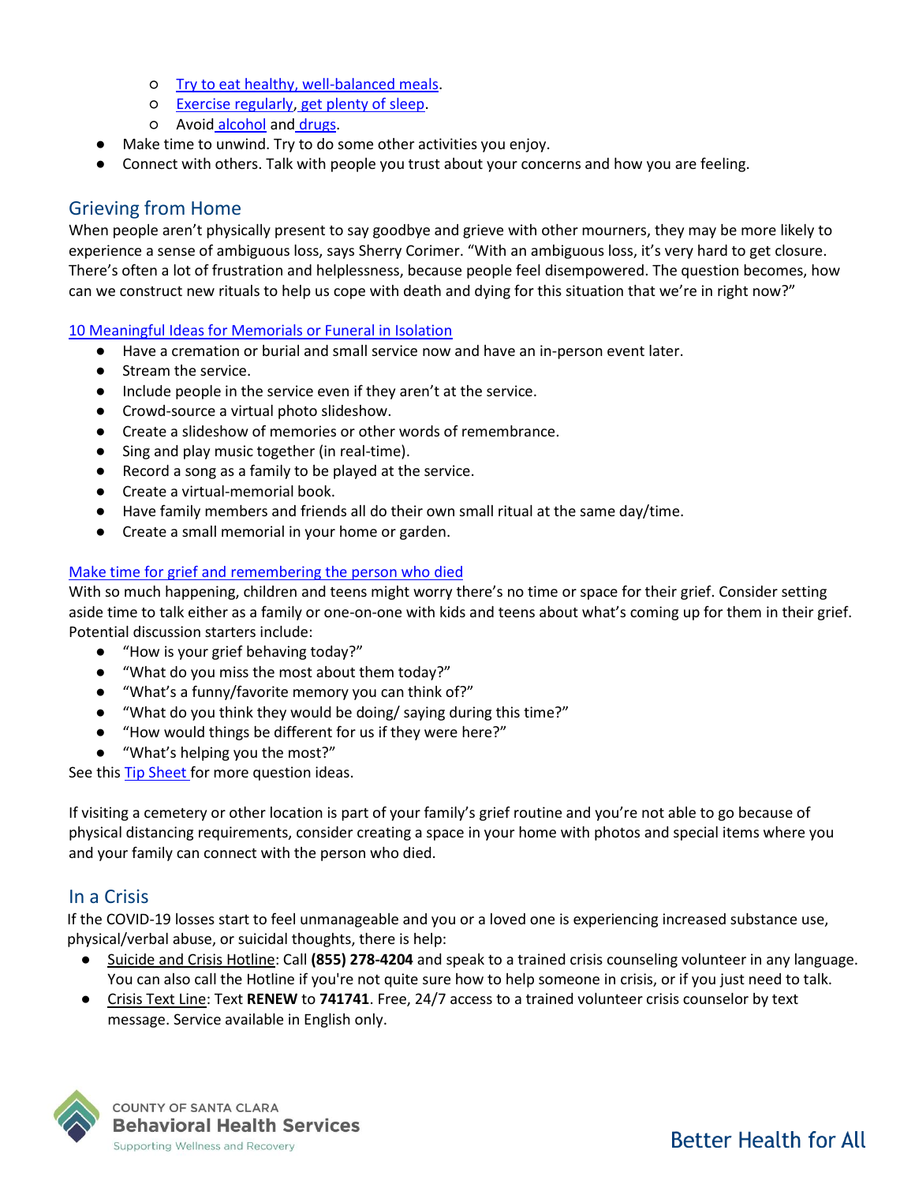- Try to eat healthy, well-balanced meals.
  - Exercise regularly, get plenty of sleep.
  - Avoid alcohol and drugs.
- Make time to unwind. Try to do some other activities you enjoy.
- Connect with others. Talk with people you trust about your concerns and how you are feeling.

## Grieving from Home

When people aren't physically present to say goodbye and grieve with other mourners, they may be more likely to experience a sense of ambiguous loss, says Sherry Corimer. "With an ambiguous loss, it's very hard to get closure. There's often a lot of frustration and helplessness, because people feel disempowered. The question becomes, how can we construct new rituals to help us cope with death and dying for this situation that we're in right now?"

10 Meaningful Ideas for Memorials or Funeral in Isolation

- Have a cremation or burial and small service now and have an in-person event later.
- Stream the service.
- Include people in the service even if they aren't at the service.
- Crowd-source a virtual photo slideshow.
- Create a slideshow of memories or other words of remembrance.
- Sing and play music together (in real-time).
- Record a song as a family to be played at the service.
- Create a virtual-memorial book.
- Have family members and friends all do their own small ritual at the same day/time.
- Create a small memorial in your home or garden.

Make time for grief and remembering the person who died

With so much happening, children and teens might worry there's no time or space for their grief. Consider setting aside time to talk either as a family or one-on-one with kids and teens about what's coming up for them in their grief. Potential discussion starters include:

- "How is your grief behaving today?"
- "What do you miss the most about them today?"
- "What's a funny/favorite memory you can think of?"
- "What do you think they would be doing/ saying during this time?"
- "How would things be different for us if they were here?"
- "What's helping you the most?"

See this Tip Sheet for more question ideas.

If visiting a cemetery or other location is part of your family's grief routine and you're not able to go because of physical distancing requirements, consider creating a space in your home with photos and special items where you and your family can connect with the person who died.

## In a Crisis

If the COVID-19 losses start to feel unmanageable and you or a loved one is experiencing increased substance use, physical/verbal abuse, or suicidal thoughts, there is help:

- Suicide and Crisis Hotline: Call **(855) 278-4204** and speak to a trained crisis counseling volunteer in any language. You can also call the Hotline if you're not quite sure how to help someone in crisis, or if you just need to talk.
- Crisis Text Line: Text **RENEW** to **741741**. Free, 24/7 access to a trained volunteer crisis counselor by text message. Service available in English only.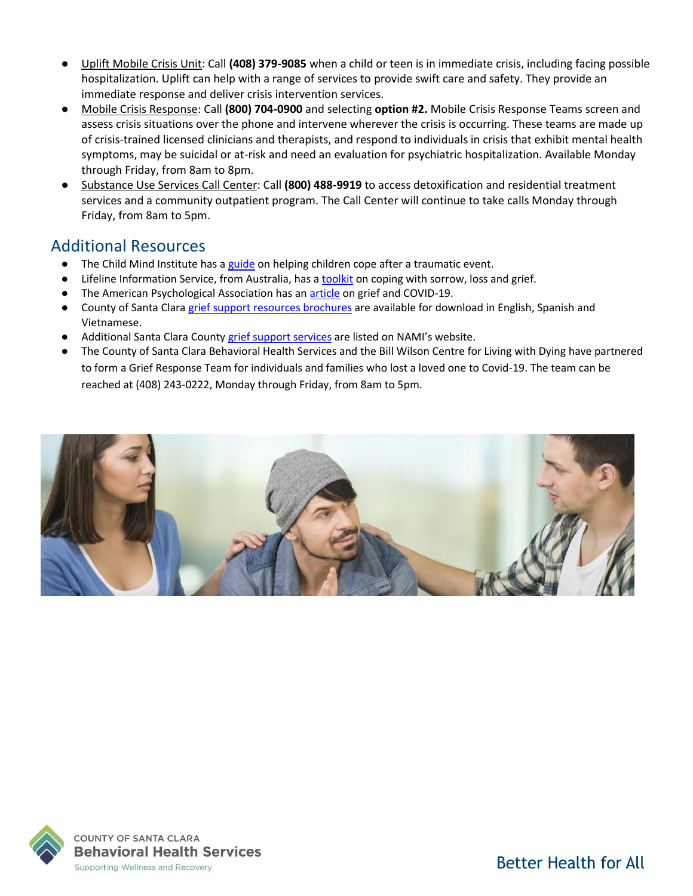- Uplift Mobile Crisis Unit: Call **(408) 379-9085** when a child or teen is in immediate crisis, including facing possible hospitalization. Uplift can help with a range of services to provide swift care and safety. They provide an immediate response and deliver crisis intervention services.
- Mobile Crisis Response: Call **(800) 704-0900** and selecting **option #2.** Mobile Crisis Response Teams screen and assess crisis situations over the phone and intervene wherever the crisis is occurring. These teams are made up of crisis-trained licensed clinicians and therapists, and respond to individuals in crisis that exhibit mental health symptoms, may be suicidal or at-risk and need an evaluation for psychiatric hospitalization. Available Monday through Friday, from 8am to 8pm.
- Substance Use Services Call Center: Call **(800) 488-9919** to access detoxification and residential treatment services and a community outpatient program. The Call Center will continue to take calls Monday through Friday, from 8am to 5pm.

## Additional Resources

- The Child Mind Institute has a guide on helping children cope after a traumatic event.
- Lifeline Information Service, from Australia, has a toolkit on coping with sorrow, loss and grief.
- The American Psychological Association has an article on grief and COVID-19.
- County of Santa Clara grief support resources brochures are available for download in English, Spanish and Vietnamese.
- Additional Santa Clara County grief support services are listed on NAMI's website.
- The County of Santa Clara Behavioral Health Services and the Bill Wilson Centre for Living with Dying have partnered to form a Grief Response Team for individuals and families who lost a loved one to Covid-19. The team can be reached at (408) 243-0222, Monday through Friday, from 8am to 5pm.